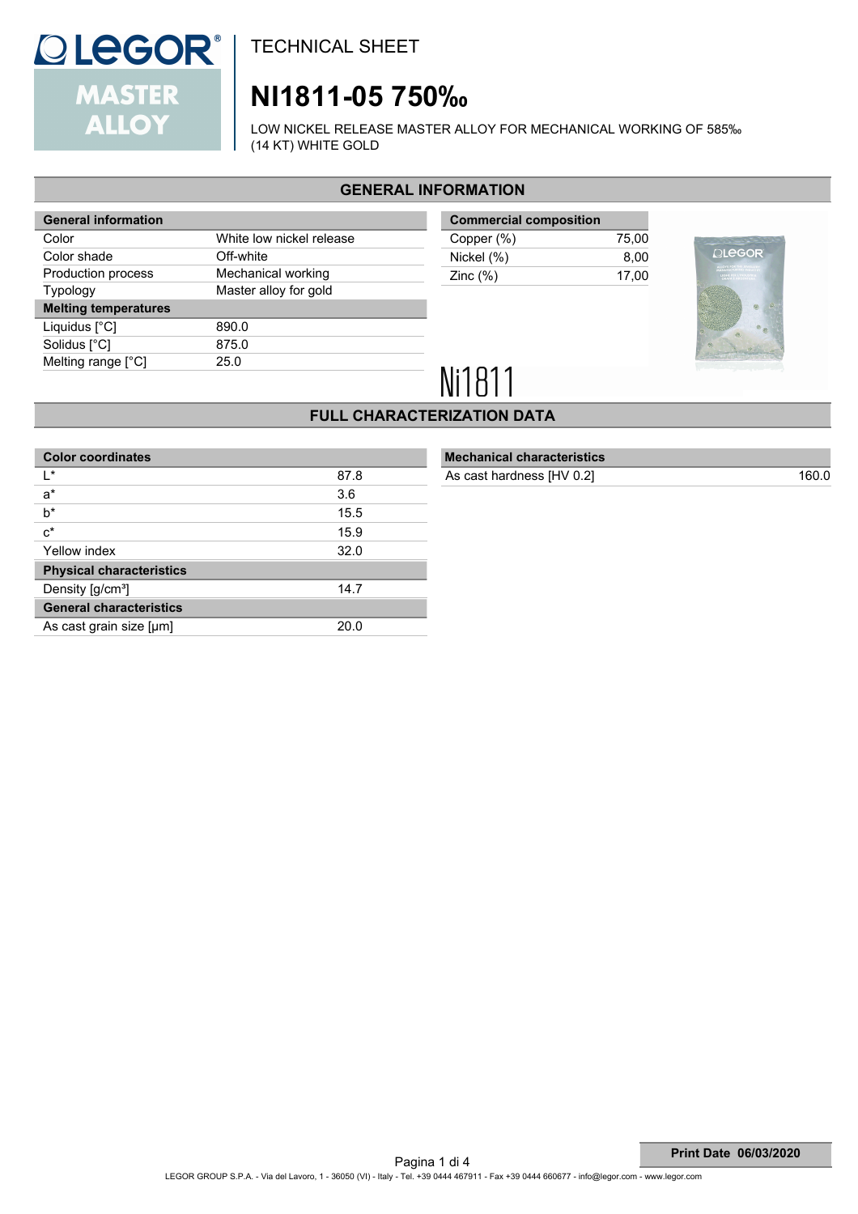# TECHNICAL SHEET

# NI1811-05 750‰

LOW NICKEL RELEASE MASTER ALLOY FOR MECHANICAL WORKING OF 585‰ (14 KT) WHITE GOLD

## GENERAL INFORMATION

| General information | |
|---|---|
| Color | White low nickel release |
| Color shade | Off-white |
| Production process | Mechanical working |
| Typology | Master alloy for gold |
| **Melting temperatures** | |
| Liquidus [°C] | 890.0 |
| Solidus [°C] | 875.0 |
| Melting range [°C] | 25.0 |

| Commercial composition | |
|---|---|
| Copper (%) | 75,00 |
| Nickel (%) | 8,00 |
| Zinc (%) | 17,00 |

Ni1811

## FULL CHARACTERIZATION DATA

| Color coordinates | |
|---|---|
| L* | 87.8 |
| a* | 3.6 |
| b* | 15.5 |
| c* | 15.9 |
| Yellow index | 32.0 |
| **Physical characteristics** | |
| Density [g/cm³] | 14.7 |
| **General characteristics** | |
| As cast grain size [μm] | 20.0 |

| Mechanical characteristics | |
|---|---|
| As cast hardness [HV 0.2] | 160.0 |

**Print Date 06/03/2020**

LEGOR GROUP S.P.A. - Via del Lavoro, 1 - 36050 (VI) - Italy - Tel. +39 0444 467911 - Fax +39 0444 660677 - info@legor.com - www.legor.com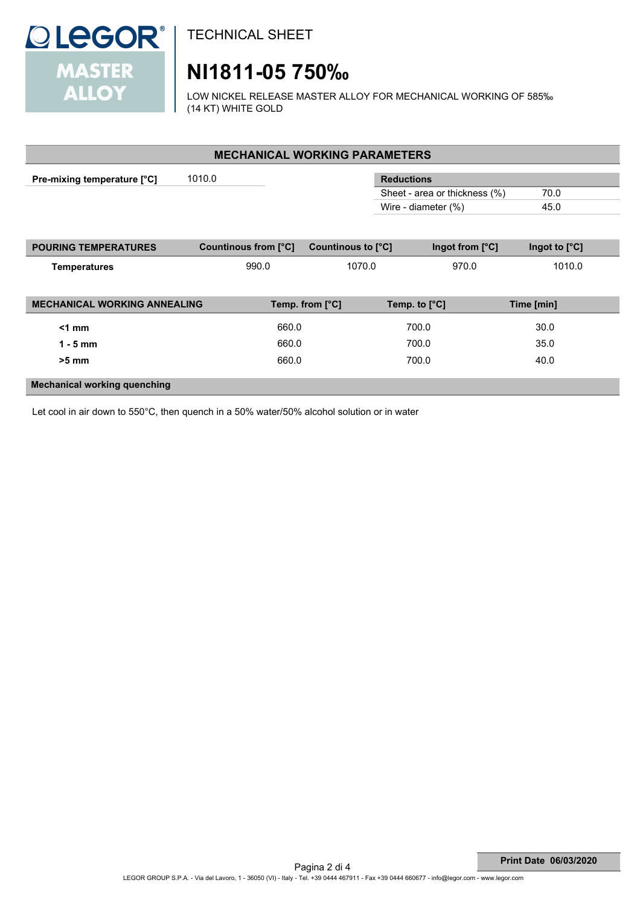# TECHNICAL SHEET

# NI1811-05 750‰

LOW NICKEL RELEASE MASTER ALLOY FOR MECHANICAL WORKING OF 585‰ (14 KT) WHITE GOLD

## MECHANICAL WORKING PARAMETERS

**Pre-mixing temperature [°C]** 1010.0

| Reductions | |
|---|---|
| Sheet - area or thickness (%) | 70.0 |
| Wire - diameter (%) | 45.0 |

| POURING TEMPERATURES | Countinous from [°C] | Countinous to [°C] | Ingot from [°C] | Ingot to [°C] |
|---|---|---|---|---|
| **Temperatures** | 990.0 | 1070.0 | 970.0 | 1010.0 |

| MECHANICAL WORKING ANNEALING | Temp. from [°C] | Temp. to [°C] | Time [min] |
|---|---|---|---|
| **<1 mm** | 660.0 | 700.0 | 30.0 |
| **1 - 5 mm** | 660.0 | 700.0 | 35.0 |
| **>5 mm** | 660.0 | 700.0 | 40.0 |

**Mechanical working quenching**

Let cool in air down to 550°C, then quench in a 50% water/50% alcohol solution or in water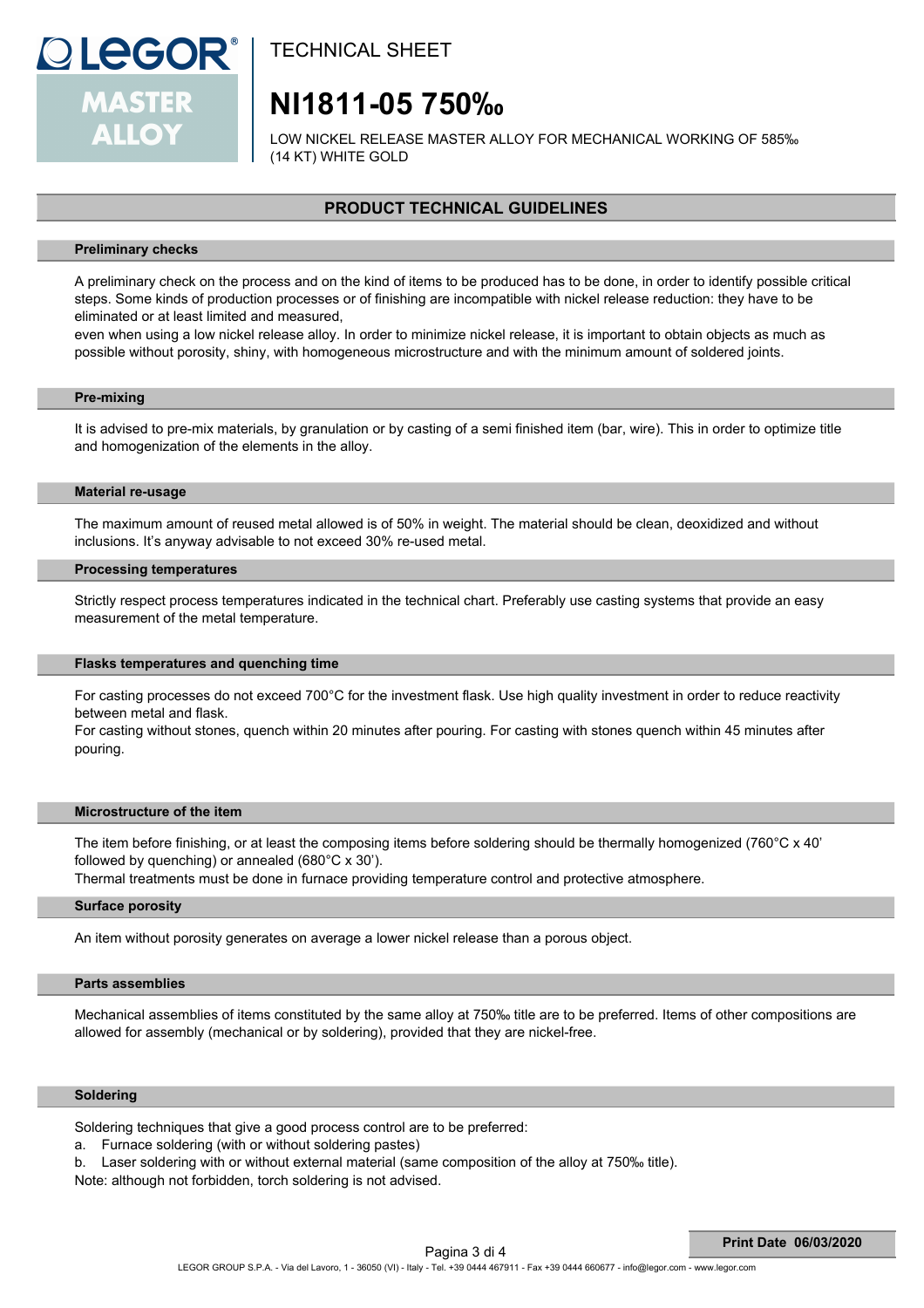TECHNICAL SHEET

# NI1811-05 750‰

LOW NICKEL RELEASE MASTER ALLOY FOR MECHANICAL WORKING OF 585‰ (14 KT) WHITE GOLD

## PRODUCT TECHNICAL GUIDELINES

### Preliminary checks

A preliminary check on the process and on the kind of items to be produced has to be done, in order to identify possible critical steps. Some kinds of production processes or of finishing are incompatible with nickel release reduction: they have to be eliminated or at least limited and measured,
even when using a low nickel release alloy. In order to minimize nickel release, it is important to obtain objects as much as possible without porosity, shiny, with homogeneous microstructure and with the minimum amount of soldered joints.

### Pre-mixing

It is advised to pre-mix materials, by granulation or by casting of a semi finished item (bar, wire). This in order to optimize title and homogenization of the elements in the alloy.

### Material re-usage

The maximum amount of reused metal allowed is of 50% in weight. The material should be clean, deoxidized and without inclusions. It's anyway advisable to not exceed 30% re-used metal.

### Processing temperatures

Strictly respect process temperatures indicated in the technical chart. Preferably use casting systems that provide an easy measurement of the metal temperature.

### Flasks temperatures and quenching time

For casting processes do not exceed 700°C for the investment flask. Use high quality investment in order to reduce reactivity between metal and flask.
For casting without stones, quench within 20 minutes after pouring. For casting with stones quench within 45 minutes after pouring.

### Microstructure of the item

The item before finishing, or at least the composing items before soldering should be thermally homogenized (760°C x 40' followed by quenching) or annealed (680°C x 30').
Thermal treatments must be done in furnace providing temperature control and protective atmosphere.

### Surface porosity

An item without porosity generates on average a lower nickel release than a porous object.

### Parts assemblies

Mechanical assemblies of items constituted by the same alloy at 750‰ title are to be preferred. Items of other compositions are allowed for assembly (mechanical or by soldering), provided that they are nickel-free.

### Soldering

Soldering techniques that give a good process control are to be preferred:

a. Furnace soldering (with or without soldering pastes)
b. Laser soldering with or without external material (same composition of the alloy at 750‰ title).

Note: although not forbidden, torch soldering is not advised.

Print Date 06/03/2020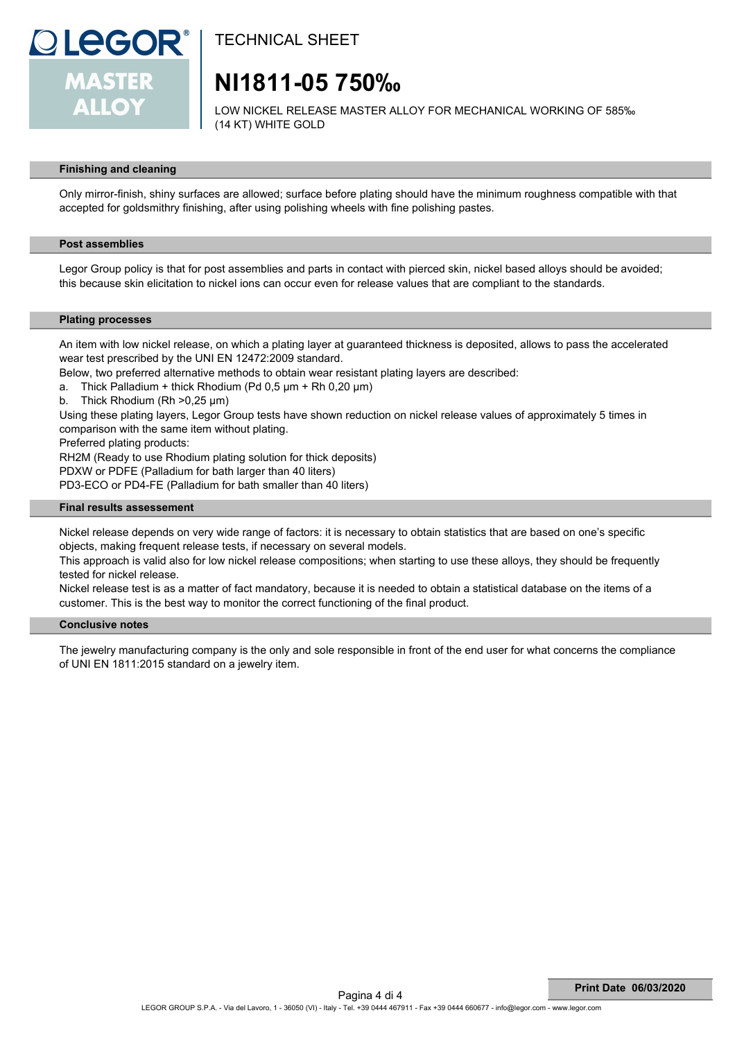# TECHNICAL SHEET

# NI1811-05 750‰

LOW NICKEL RELEASE MASTER ALLOY FOR MECHANICAL WORKING OF 585‰ (14 KT) WHITE GOLD

## Finishing and cleaning

Only mirror-finish, shiny surfaces are allowed; surface before plating should have the minimum roughness compatible with that accepted for goldsmithry finishing, after using polishing wheels with fine polishing pastes.

## Post assemblies

Legor Group policy is that for post assemblies and parts in contact with pierced skin, nickel based alloys should be avoided; this because skin elicitation to nickel ions can occur even for release values that are compliant to the standards.

## Plating processes

An item with low nickel release, on which a plating layer at guaranteed thickness is deposited, allows to pass the accelerated wear test prescribed by the UNI EN 12472:2009 standard.

Below, two preferred alternative methods to obtain wear resistant plating layers are described:

a. Thick Palladium + thick Rhodium (Pd 0,5 µm + Rh 0,20 µm)
b. Thick Rhodium (Rh >0,25 µm)

Using these plating layers, Legor Group tests have shown reduction on nickel release values of approximately 5 times in comparison with the same item without plating.

Preferred plating products:

RH2M (Ready to use Rhodium plating solution for thick deposits)
PDXW or PDFE (Palladium for bath larger than 40 liters)
PD3-ECO or PD4-FE (Palladium for bath smaller than 40 liters)

## Final results assessement

Nickel release depends on very wide range of factors: it is necessary to obtain statistics that are based on one's specific objects, making frequent release tests, if necessary on several models.

This approach is valid also for low nickel release compositions; when starting to use these alloys, they should be frequently tested for nickel release.

Nickel release test is as a matter of fact mandatory, because it is needed to obtain a statistical database on the items of a customer. This is the best way to monitor the correct functioning of the final product.

## Conclusive notes

The jewelry manufacturing company is the only and sole responsible in front of the end user for what concerns the compliance of UNI EN 1811:2015 standard on a jewelry item.

**Print Date 06/03/2020**